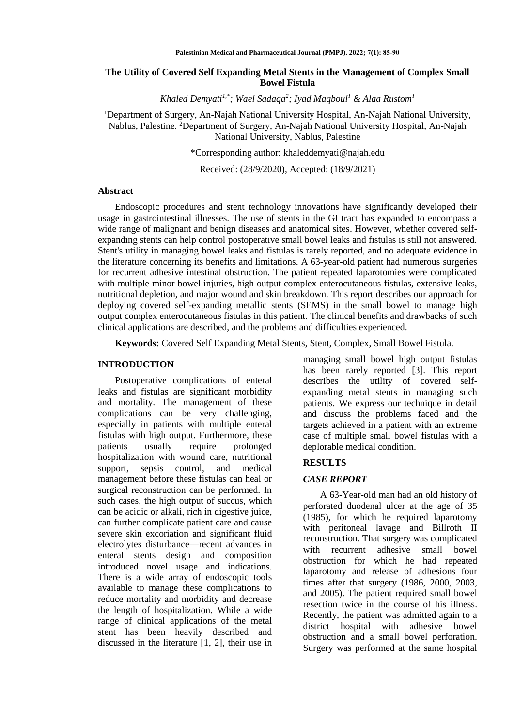# The Utility of Covered Self Expanding Metal Stents in the Management of Complex Small Bowel Fistula

*Khaled Demyati[1,*]; Wael Sadaqa[2]; Iyad Maqboul[1] & Alaa Rustom[1]*

[1]Department of Surgery, An-Najah National University Hospital, An-Najah National University, Nablus, Palestine. [2]Department of Surgery, An-Najah National University Hospital, An-Najah National University, Nablus, Palestine

*Corresponding author: khaleddemyati@najah.edu

Received: (28/9/2020), Accepted: (18/9/2021)

## Abstract

Endoscopic procedures and stent technology innovations have significantly developed their usage in gastrointestinal illnesses. The use of stents in the GI tract has expanded to encompass a wide range of malignant and benign diseases and anatomical sites. However, whether covered self-expanding stents can help control postoperative small bowel leaks and fistulas is still not answered. Stent's utility in managing bowel leaks and fistulas is rarely reported, and no adequate evidence in the literature concerning its benefits and limitations. A 63-year-old patient had numerous surgeries for recurrent adhesive intestinal obstruction. The patient repeated laparotomies were complicated with multiple minor bowel injuries, high output complex enterocutaneous fistulas, extensive leaks, nutritional depletion, and major wound and skin breakdown. This report describes our approach for deploying covered self-expanding metallic stents (SEMS) in the small bowel to manage high output complex enterocutaneous fistulas in this patient. The clinical benefits and drawbacks of such clinical applications are described, and the problems and difficulties experienced.

**Keywords:** Covered Self Expanding Metal Stents, Stent, Complex, Small Bowel Fistula.

## INTRODUCTION

Postoperative complications of enteral leaks and fistulas are significant morbidity and mortality. The management of these complications can be very challenging, especially in patients with multiple enteral fistulas with high output. Furthermore, these patients usually require prolonged hospitalization with wound care, nutritional support, sepsis control, and medical management before these fistulas can heal or surgical reconstruction can be performed. In such cases, the high output of succus, which can be acidic or alkali, rich in digestive juice, can further complicate patient care and cause severe skin excoriation and significant fluid electrolytes disturbance—recent advances in enteral stents design and composition introduced novel usage and indications. There is a wide array of endoscopic tools available to manage these complications to reduce mortality and morbidity and decrease the length of hospitalization. While a wide range of clinical applications of the metal stent has been heavily described and discussed in the literature [1, 2], their use in managing small bowel high output fistulas has been rarely reported [3]. This report describes the utility of covered self-expanding metal stents in managing such patients. We express our technique in detail and discuss the problems faced and the targets achieved in a patient with an extreme case of multiple small bowel fistulas with a deplorable medical condition.

## RESULTS

### *CASE REPORT*

A 63-Year-old man had an old history of perforated duodenal ulcer at the age of 35 (1985), for which he required laparotomy with peritoneal lavage and Billroth II reconstruction. That surgery was complicated with recurrent adhesive small bowel obstruction for which he had repeated laparotomy and release of adhesions four times after that surgery (1986, 2000, 2003, and 2005). The patient required small bowel resection twice in the course of his illness. Recently, the patient was admitted again to a district hospital with adhesive bowel obstruction and a small bowel perforation. Surgery was performed at the same hospital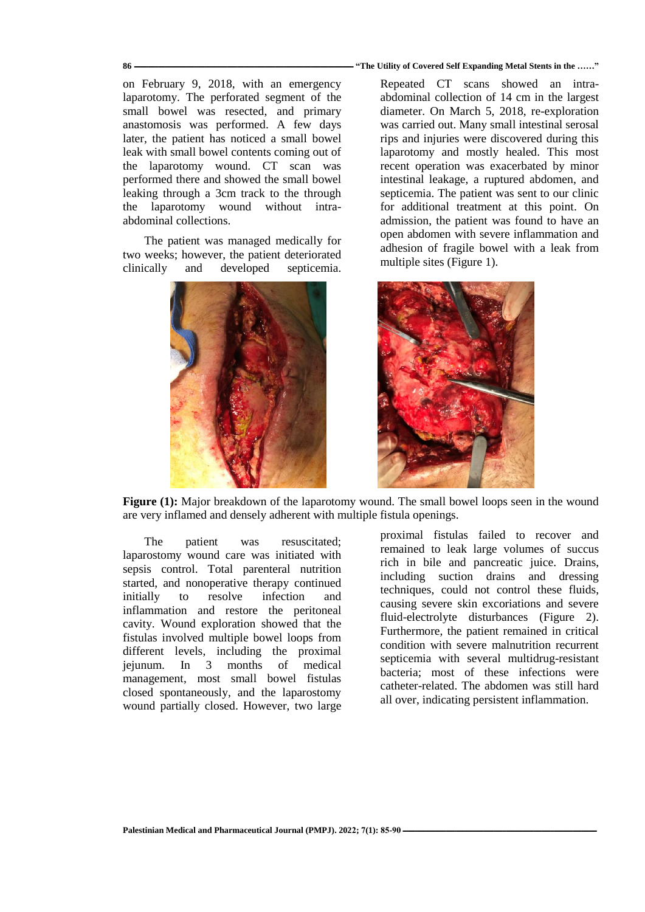on February 9, 2018, with an emergency laparotomy. The perforated segment of the small bowel was resected, and primary anastomosis was performed. A few days later, the patient has noticed a small bowel leak with small bowel contents coming out of the laparotomy wound. CT scan was performed there and showed the small bowel leaking through a 3cm track to the through the laparotomy wound without intra-abdominal collections.

The patient was managed medically for two weeks; however, the patient deteriorated clinically and developed septicemia. Repeated CT scans showed an intra-abdominal collection of 14 cm in the largest diameter. On March 5, 2018, re-exploration was carried out. Many small intestinal serosal rips and injuries were discovered during this laparotomy and mostly healed. This most recent operation was exacerbated by minor intestinal leakage, a ruptured abdomen, and septicemia. The patient was sent to our clinic for additional treatment at this point. On admission, the patient was found to have an open abdomen with severe inflammation and adhesion of fragile bowel with a leak from multiple sites (Figure 1).

**Figure (1):** Major breakdown of the laparotomy wound. The small bowel loops seen in the wound are very inflamed and densely adherent with multiple fistula openings.

The patient was resuscitated; laparostomy wound care was initiated with sepsis control. Total parenteral nutrition started, and nonoperative therapy continued initially to resolve infection and inflammation and restore the peritoneal cavity. Wound exploration showed that the fistulas involved multiple bowel loops from different levels, including the proximal jejunum. In 3 months of medical management, most small bowel fistulas closed spontaneously, and the laparostomy wound partially closed. However, two large proximal fistulas failed to recover and remained to leak large volumes of succus rich in bile and pancreatic juice. Drains, including suction drains and dressing techniques, could not control these fluids, causing severe skin excoriations and severe fluid-electrolyte disturbances (Figure 2). Furthermore, the patient remained in critical condition with severe malnutrition recurrent septicemia with several multidrug-resistant bacteria; most of these infections were catheter-related. The abdomen was still hard all over, indicating persistent inflammation.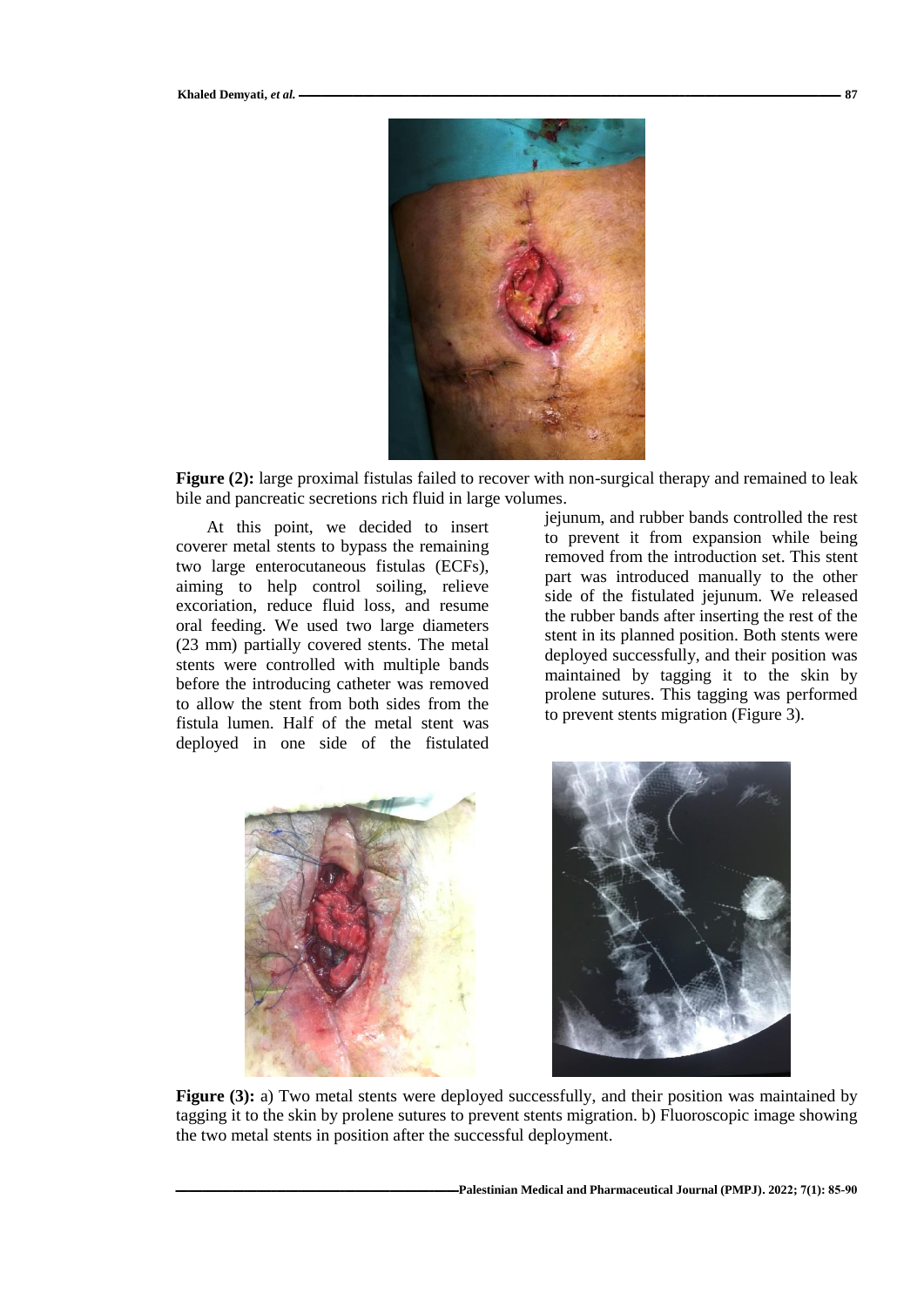**Figure (2):** large proximal fistulas failed to recover with non-surgical therapy and remained to leak bile and pancreatic secretions rich fluid in large volumes.

At this point, we decided to insert coverer metal stents to bypass the remaining two large enterocutaneous fistulas (ECFs), aiming to help control soiling, relieve excoriation, reduce fluid loss, and resume oral feeding. We used two large diameters (23 mm) partially covered stents. The metal stents were controlled with multiple bands before the introducing catheter was removed to allow the stent from both sides from the fistula lumen. Half of the metal stent was deployed in one side of the fistulated jejunum, and rubber bands controlled the rest to prevent it from expansion while being removed from the introduction set. This stent part was introduced manually to the other side of the fistulated jejunum. We released the rubber bands after inserting the rest of the stent in its planned position. Both stents were deployed successfully, and their position was maintained by tagging it to the skin by prolene sutures. This tagging was performed to prevent stents migration (Figure 3).

**Figure (3):** a) Two metal stents were deployed successfully, and their position was maintained by tagging it to the skin by prolene sutures to prevent stents migration. b) Fluoroscopic image showing the two metal stents in position after the successful deployment.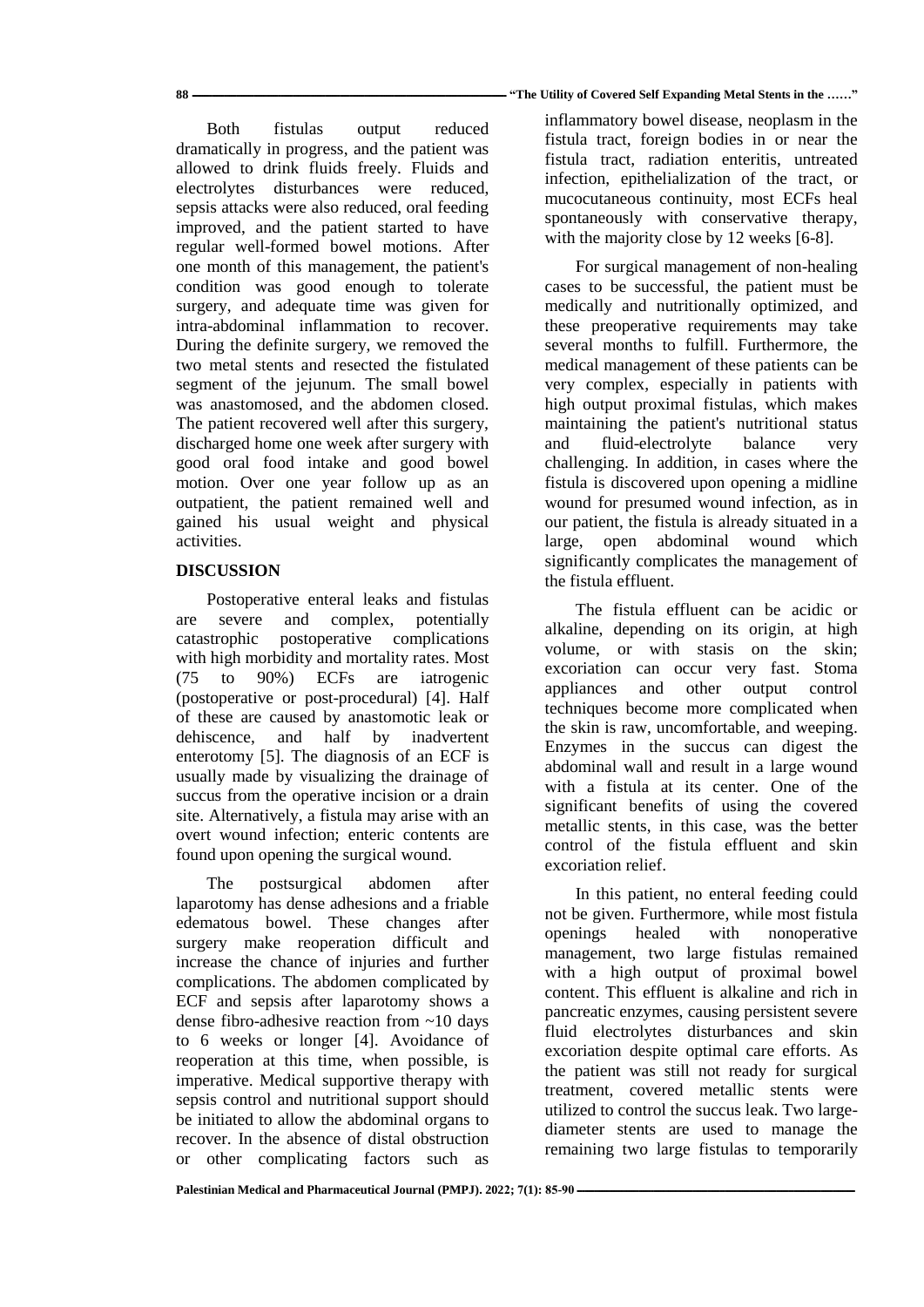Both fistulas output reduced dramatically in progress, and the patient was allowed to drink fluids freely. Fluids and electrolytes disturbances were reduced, sepsis attacks were also reduced, oral feeding improved, and the patient started to have regular well-formed bowel motions. After one month of this management, the patient's condition was good enough to tolerate surgery, and adequate time was given for intra-abdominal inflammation to recover. During the definite surgery, we removed the two metal stents and resected the fistulated segment of the jejunum. The small bowel was anastomosed, and the abdomen closed. The patient recovered well after this surgery, discharged home one week after surgery with good oral food intake and good bowel motion. Over one year follow up as an outpatient, the patient remained well and gained his usual weight and physical activities.

## DISCUSSION

Postoperative enteral leaks and fistulas are severe and complex, potentially catastrophic postoperative complications with high morbidity and mortality rates. Most (75 to 90%) ECFs are iatrogenic (postoperative or post-procedural) [4]. Half of these are caused by anastomotic leak or dehiscence, and half by inadvertent enterotomy [5]. The diagnosis of an ECF is usually made by visualizing the drainage of succus from the operative incision or a drain site. Alternatively, a fistula may arise with an overt wound infection; enteric contents are found upon opening the surgical wound.

The postsurgical abdomen after laparotomy has dense adhesions and a friable edematous bowel. These changes after surgery make reoperation difficult and increase the chance of injuries and further complications. The abdomen complicated by ECF and sepsis after laparotomy shows a dense fibro-adhesive reaction from ~10 days to 6 weeks or longer [4]. Avoidance of reoperation at this time, when possible, is imperative. Medical supportive therapy with sepsis control and nutritional support should be initiated to allow the abdominal organs to recover. In the absence of distal obstruction or other complicating factors such as inflammatory bowel disease, neoplasm in the fistula tract, foreign bodies in or near the fistula tract, radiation enteritis, untreated infection, epithelialization of the tract, or mucocutaneous continuity, most ECFs heal spontaneously with conservative therapy, with the majority close by 12 weeks [6-8].

For surgical management of non-healing cases to be successful, the patient must be medically and nutritionally optimized, and these preoperative requirements may take several months to fulfill. Furthermore, the medical management of these patients can be very complex, especially in patients with high output proximal fistulas, which makes maintaining the patient's nutritional status and fluid-electrolyte balance very challenging. In addition, in cases where the fistula is discovered upon opening a midline wound for presumed wound infection, as in our patient, the fistula is already situated in a large, open abdominal wound which significantly complicates the management of the fistula effluent.

The fistula effluent can be acidic or alkaline, depending on its origin, at high volume, or with stasis on the skin; excoriation can occur very fast. Stoma appliances and other output control techniques become more complicated when the skin is raw, uncomfortable, and weeping. Enzymes in the succus can digest the abdominal wall and result in a large wound with a fistula at its center. One of the significant benefits of using the covered metallic stents, in this case, was the better control of the fistula effluent and skin excoriation relief.

In this patient, no enteral feeding could not be given. Furthermore, while most fistula openings healed with nonoperative management, two large fistulas remained with a high output of proximal bowel content. This effluent is alkaline and rich in pancreatic enzymes, causing persistent severe fluid electrolytes disturbances and skin excoriation despite optimal care efforts. As the patient was still not ready for surgical treatment, covered metallic stents were utilized to control the succus leak. Two large-diameter stents are used to manage the remaining two large fistulas to temporarily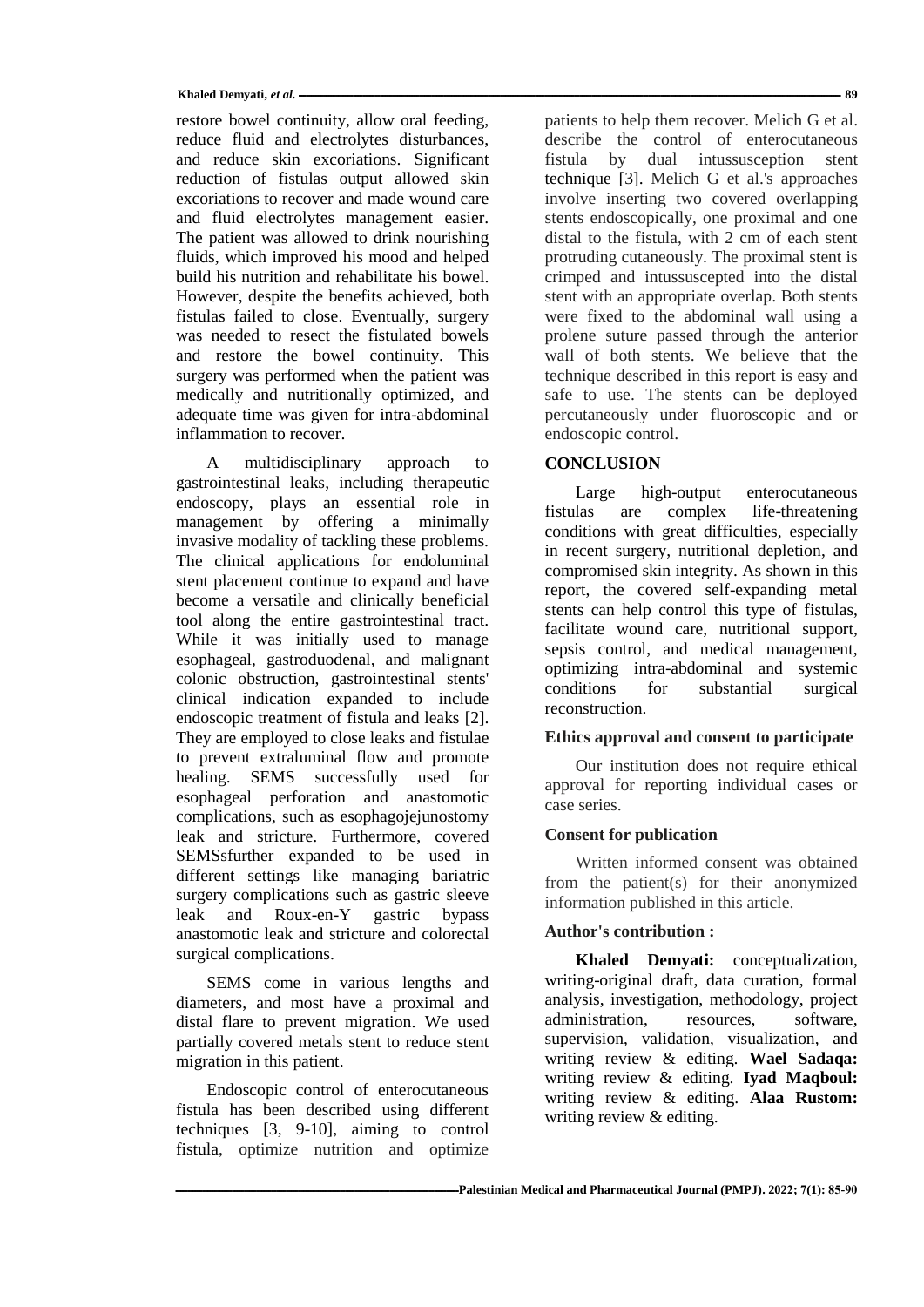restore bowel continuity, allow oral feeding, reduce fluid and electrolytes disturbances, and reduce skin excoriations. Significant reduction of fistulas output allowed skin excoriations to recover and made wound care and fluid electrolytes management easier. The patient was allowed to drink nourishing fluids, which improved his mood and helped build his nutrition and rehabilitate his bowel. However, despite the benefits achieved, both fistulas failed to close. Eventually, surgery was needed to resect the fistulated bowels and restore the bowel continuity. This surgery was performed when the patient was medically and nutritionally optimized, and adequate time was given for intra-abdominal inflammation to recover.

A multidisciplinary approach to gastrointestinal leaks, including therapeutic endoscopy, plays an essential role in management by offering a minimally invasive modality of tackling these problems. The clinical applications for endoluminal stent placement continue to expand and have become a versatile and clinically beneficial tool along the entire gastrointestinal tract. While it was initially used to manage esophageal, gastroduodenal, and malignant colonic obstruction, gastrointestinal stents' clinical indication expanded to include endoscopic treatment of fistula and leaks [2]. They are employed to close leaks and fistulae to prevent extraluminal flow and promote healing. SEMS successfully used for esophageal perforation and anastomotic complications, such as esophagojejunostomy leak and stricture. Furthermore, covered SEMSsfurther expanded to be used in different settings like managing bariatric surgery complications such as gastric sleeve leak and Roux-en-Y gastric bypass anastomotic leak and stricture and colorectal surgical complications.

SEMS come in various lengths and diameters, and most have a proximal and distal flare to prevent migration. We used partially covered metals stent to reduce stent migration in this patient.

Endoscopic control of enterocutaneous fistula has been described using different techniques [3, 9-10], aiming to control fistula, optimize nutrition and optimize patients to help them recover. Melich G et al. describe the control of enterocutaneous fistula by dual intussusception stent technique [3]. Melich G et al.'s approaches involve inserting two covered overlapping stents endoscopically, one proximal and one distal to the fistula, with 2 cm of each stent protruding cutaneously. The proximal stent is crimped and intussuscepted into the distal stent with an appropriate overlap. Both stents were fixed to the abdominal wall using a prolene suture passed through the anterior wall of both stents. We believe that the technique described in this report is easy and safe to use. The stents can be deployed percutaneously under fluoroscopic and or endoscopic control.

## CONCLUSION

Large high-output enterocutaneous fistulas are complex life-threatening conditions with great difficulties, especially in recent surgery, nutritional depletion, and compromised skin integrity. As shown in this report, the covered self-expanding metal stents can help control this type of fistulas, facilitate wound care, nutritional support, sepsis control, and medical management, optimizing intra-abdominal and systemic conditions for substantial surgical reconstruction.

### Ethics approval and consent to participate

Our institution does not require ethical approval for reporting individual cases or case series.

### Consent for publication

Written informed consent was obtained from the patient(s) for their anonymized information published in this article.

### Author's contribution :

**Khaled Demyati:** conceptualization, writing-original draft, data curation, formal analysis, investigation, methodology, project administration, resources, software, supervision, validation, visualization, and writing review & editing. **Wael Sadaqa:** writing review & editing. **Iyad Maqboul:** writing review & editing. **Alaa Rustom:** writing review & editing.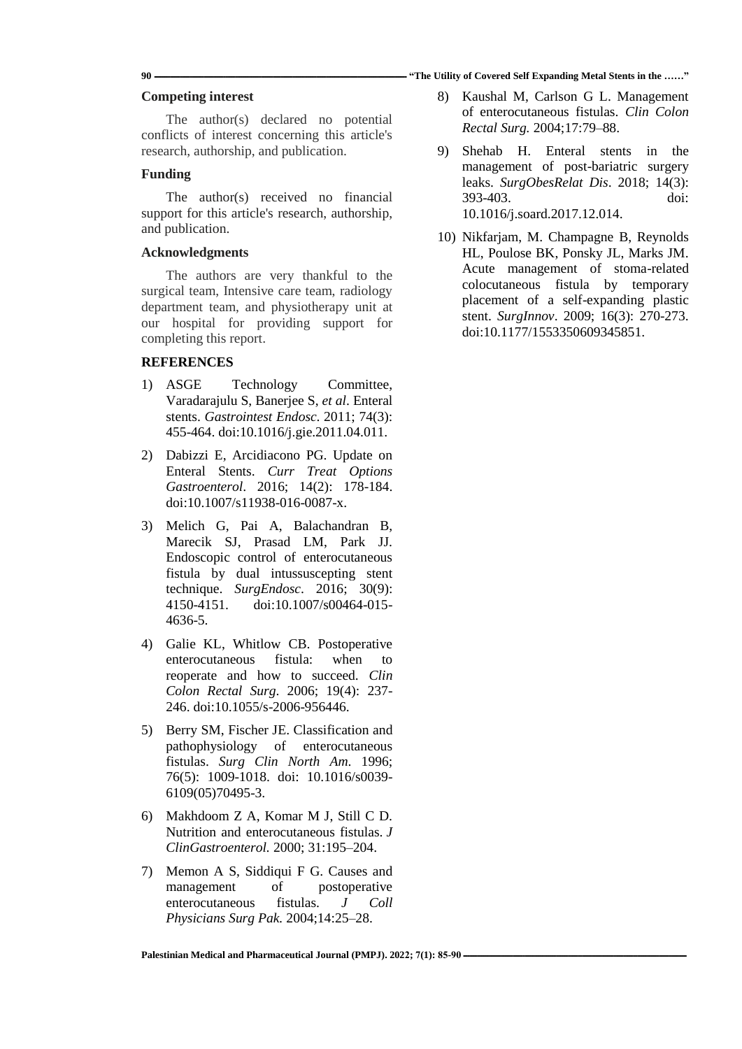## Competing interest

The author(s) declared no potential conflicts of interest concerning this article's research, authorship, and publication.

## Funding

The author(s) received no financial support for this article's research, authorship, and publication.

## Acknowledgments

The authors are very thankful to the surgical team, Intensive care team, radiology department team, and physiotherapy unit at our hospital for providing support for completing this report.

## REFERENCES

1) ASGE Technology Committee, Varadarajulu S, Banerjee S, *et al*. Enteral stents. *Gastrointest Endosc*. 2011; 74(3): 455-464. doi:10.1016/j.gie.2011.04.011.

2) Dabizzi E, Arcidiacono PG. Update on Enteral Stents. *Curr Treat Options Gastroenterol*. 2016; 14(2): 178-184. doi:10.1007/s11938-016-0087-x.

3) Melich G, Pai A, Balachandran B, Marecik SJ, Prasad LM, Park JJ. Endoscopic control of enterocutaneous fistula by dual intussuscepting stent technique. *SurgEndosc*. 2016; 30(9): 4150-4151. doi:10.1007/s00464-015-4636-5.

4) Galie KL, Whitlow CB. Postoperative enterocutaneous fistula: when to reoperate and how to succeed. *Clin Colon Rectal Surg*. 2006; 19(4): 237-246. doi:10.1055/s-2006-956446.

5) Berry SM, Fischer JE. Classification and pathophysiology of enterocutaneous fistulas. *Surg Clin North Am*. 1996; 76(5): 1009-1018. doi: 10.1016/s0039-6109(05)70495-3.

6) Makhdoom Z A, Komar M J, Still C D. Nutrition and enterocutaneous fistulas. *J ClinGastroenterol.* 2000; 31:195–204.

7) Memon A S, Siddiqui F G. Causes and management of postoperative enterocutaneous fistulas. *J Coll Physicians Surg Pak.* 2004;14:25–28.

8) Kaushal M, Carlson G L. Management of enterocutaneous fistulas. *Clin Colon Rectal Surg.* 2004;17:79–88.

9) Shehab H. Enteral stents in the management of post-bariatric surgery leaks. *SurgObesRelat Dis*. 2018; 14(3): 393-403. doi: 10.1016/j.soard.2017.12.014.

10) Nikfarjam, M. Champagne B, Reynolds HL, Poulose BK, Ponsky JL, Marks JM. Acute management of stoma-related colocutaneous fistula by temporary placement of a self-expanding plastic stent. *SurgInnov*. 2009; 16(3): 270-273. doi:10.1177/1553350609345851.